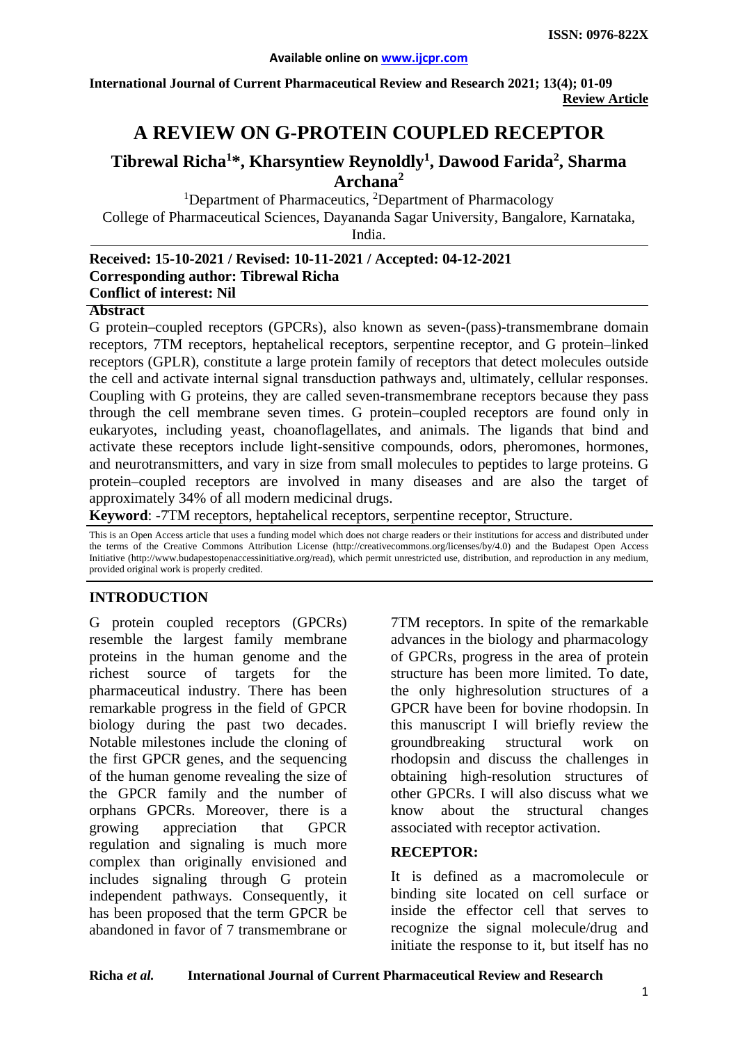ISSN: 0976-822X

Available online on www.ijcpr.com

International Journal of Current Pharmaceutical Review and Research 2021; 13(4); 01-09

**Review Article**

# A REVIEW ON G-PROTEIN COUPLED RECEPTOR

## Tibrewal Richa[1]*, Kharsyntiew Reynoldly[1], Dawood Farida[2], Sharma Archana[2]

[1]Department of Pharmaceutics, [2]Department of Pharmacology
College of Pharmaceutical Sciences, Dayananda Sagar University, Bangalore, Karnataka, India.

**Received: 15-10-2021 / Revised: 10-11-2021 / Accepted: 04-12-2021**
**Corresponding author: Tibrewal Richa**
**Conflict of interest: Nil**

**Abstract**

G protein–coupled receptors (GPCRs), also known as seven-(pass)-transmembrane domain receptors, 7TM receptors, heptahelical receptors, serpentine receptor, and G protein–linked receptors (GPLR), constitute a large protein family of receptors that detect molecules outside the cell and activate internal signal transduction pathways and, ultimately, cellular responses. Coupling with G proteins, they are called seven-transmembrane receptors because they pass through the cell membrane seven times. G protein–coupled receptors are found only in eukaryotes, including yeast, choanoflagellates, and animals. The ligands that bind and activate these receptors include light-sensitive compounds, odors, pheromones, hormones, and neurotransmitters, and vary in size from small molecules to peptides to large proteins. G protein–coupled receptors are involved in many diseases and are also the target of approximately 34% of all modern medicinal drugs.

**Keyword**: -7TM receptors, heptahelical receptors, serpentine receptor, Structure.

This is an Open Access article that uses a funding model which does not charge readers or their institutions for access and distributed under the terms of the Creative Commons Attribution License (http://creativecommons.org/licenses/by/4.0) and the Budapest Open Access Initiative (http://www.budapestopenaccessinitiative.org/read), which permit unrestricted use, distribution, and reproduction in any medium, provided original work is properly credited.

## INTRODUCTION

G protein coupled receptors (GPCRs) resemble the largest family membrane proteins in the human genome and the richest source of targets for the pharmaceutical industry. There has been remarkable progress in the field of GPCR biology during the past two decades. Notable milestones include the cloning of the first GPCR genes, and the sequencing of the human genome revealing the size of the GPCR family and the number of orphans GPCRs. Moreover, there is a growing appreciation that GPCR regulation and signaling is much more complex than originally envisioned and includes signaling through G protein independent pathways. Consequently, it has been proposed that the term GPCR be abandoned in favor of 7 transmembrane or 7TM receptors. In spite of the remarkable advances in the biology and pharmacology of GPCRs, progress in the area of protein structure has been more limited. To date, the only highresolution structures of a GPCR have been for bovine rhodopsin. In this manuscript I will briefly review the groundbreaking structural work on rhodopsin and discuss the challenges in obtaining high-resolution structures of other GPCRs. I will also discuss what we know about the structural changes associated with receptor activation.

## RECEPTOR:

It is defined as a macromolecule or binding site located on cell surface or inside the effector cell that serves to recognize the signal molecule/drug and initiate the response to it, but itself has no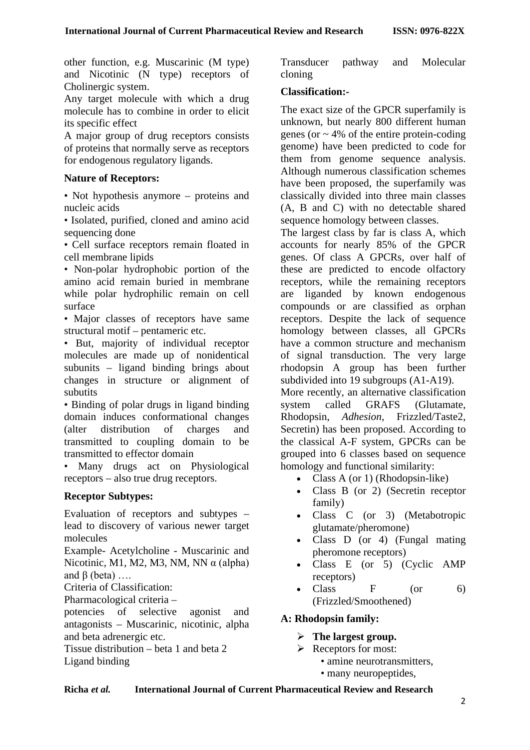other function, e.g. Muscarinic (M type) and Nicotinic (N type) receptors of Cholinergic system.

Any target molecule with which a drug molecule has to combine in order to elicit its specific effect

A major group of drug receptors consists of proteins that normally serve as receptors for endogenous regulatory ligands.

**Nature of Receptors:**

• Not hypothesis anymore – proteins and nucleic acids

• Isolated, purified, cloned and amino acid sequencing done

• Cell surface receptors remain floated in cell membrane lipids

• Non-polar hydrophobic portion of the amino acid remain buried in membrane while polar hydrophilic remain on cell surface

• Major classes of receptors have same structural motif – pentameric etc.

• But, majority of individual receptor molecules are made up of nonidentical subunits – ligand binding brings about changes in structure or alignment of subutits

• Binding of polar drugs in ligand binding domain induces conformational changes (alter distribution of charges and transmitted to coupling domain to be transmitted to effector domain

• Many drugs act on Physiological receptors – also true drug receptors.

**Receptor Subtypes:**

Evaluation of receptors and subtypes – lead to discovery of various newer target molecules

Example- Acetylcholine - Muscarinic and Nicotinic, M1, M2, M3, NM, NN α (alpha) and β (beta) ….

Criteria of Classification:

Pharmacological criteria –

potencies of selective agonist and antagonists – Muscarinic, nicotinic, alpha and beta adrenergic etc.

Tissue distribution – beta 1 and beta 2

Ligand binding

Transducer pathway and Molecular cloning

**Classification:-**

The exact size of the GPCR superfamily is unknown, but nearly 800 different human genes (or ~ 4% of the entire protein-coding genome) have been predicted to code for them from genome sequence analysis. Although numerous classification schemes have been proposed, the superfamily was classically divided into three main classes (A, B and C) with no detectable shared sequence homology between classes.

The largest class by far is class A, which accounts for nearly 85% of the GPCR genes. Of class A GPCRs, over half of these are predicted to encode olfactory receptors, while the remaining receptors are liganded by known endogenous compounds or are classified as orphan receptors. Despite the lack of sequence homology between classes, all GPCRs have a common structure and mechanism of signal transduction. The very large rhodopsin A group has been further subdivided into 19 subgroups (A1-A19).

More recently, an alternative classification system called GRAFS (Glutamate, Rhodopsin, *Adhesion*, Frizzled/Taste2, Secretin) has been proposed. According to the classical A-F system, GPCRs can be grouped into 6 classes based on sequence homology and functional similarity:

- Class A (or 1) (Rhodopsin-like)
- Class B (or 2) (Secretin receptor family)
- Class C (or 3) (Metabotropic glutamate/pheromone)
- Class D (or 4) (Fungal mating pheromone receptors)
- Class E (or 5) (Cyclic AMP receptors)
- Class F (or 6) (Frizzled/Smoothened)

**A: Rhodopsin family:**

- **The largest group.**
- Receptors for most:
  - amine neurotransmitters,
  - many neuropeptides,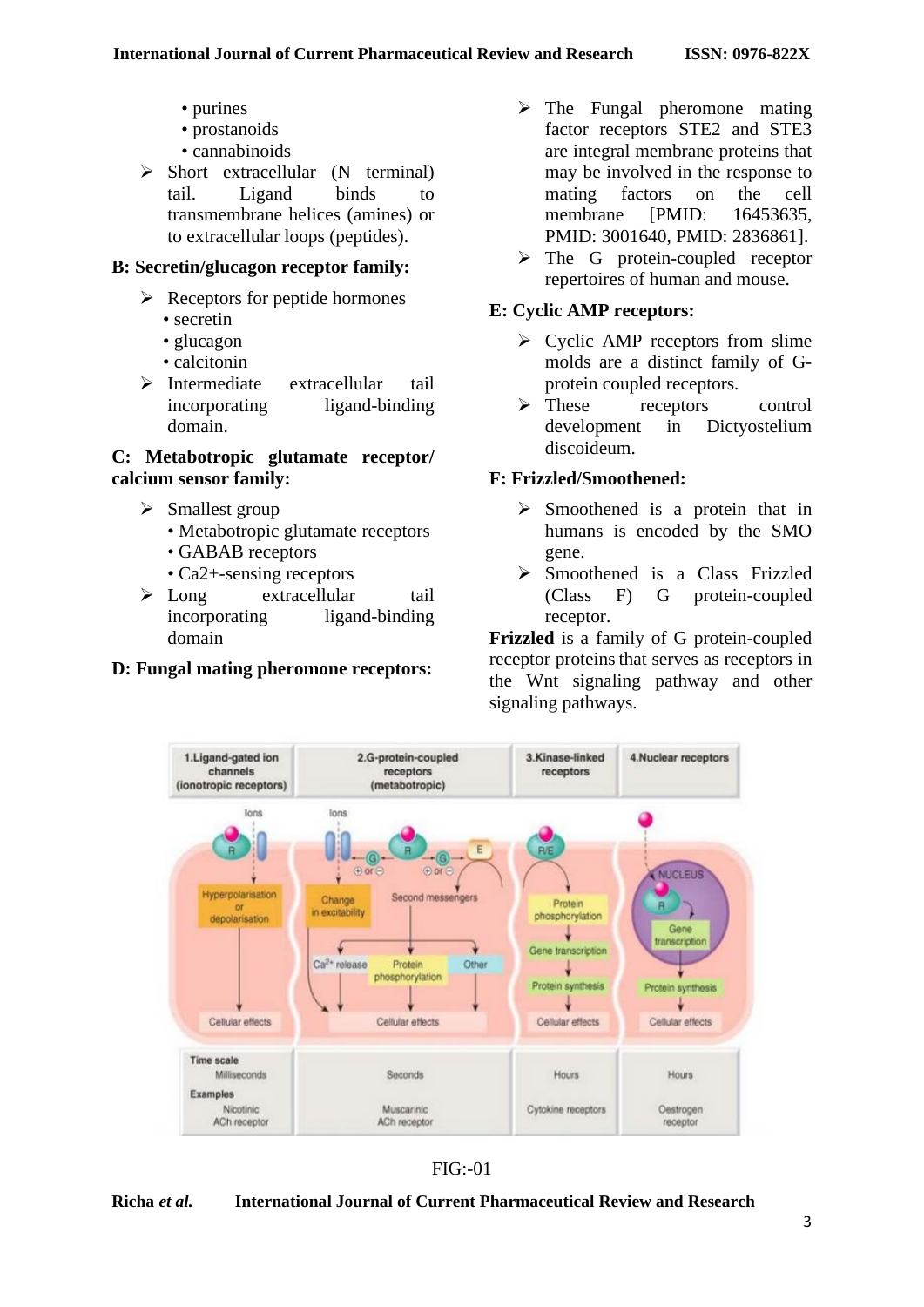- purines
- prostanoids
- cannabinoids

- Short extracellular (N terminal) tail. Ligand binds to transmembrane helices (amines) or to extracellular loops (peptides).

**B: Secretin/glucagon receptor family:**

- Receptors for peptide hormones
  - secretin
  - glucagon
  - calcitonin
- Intermediate extracellular tail incorporating ligand-binding domain.

**C: Metabotropic glutamate receptor/ calcium sensor family:**

- Smallest group
  - Metabotropic glutamate receptors
  - GABAB receptors
  - Ca2+-sensing receptors
- Long extracellular tail incorporating ligand-binding domain

**D: Fungal mating pheromone receptors:**

- The Fungal pheromone mating factor receptors STE2 and STE3 are integral membrane proteins that may be involved in the response to mating factors on the cell membrane [PMID: 16453635, PMID: 3001640, PMID: 2836861].
- The G protein-coupled receptor repertoires of human and mouse.

**E: Cyclic AMP receptors:**

- Cyclic AMP receptors from slime molds are a distinct family of G-protein coupled receptors.
- These receptors control development in Dictyostelium discoideum.

**F: Frizzled/Smoothened:**

- Smoothened is a protein that in humans is encoded by the SMO gene.
- Smoothened is a Class Frizzled (Class F) G protein-coupled receptor.

**Frizzled** is a family of G protein-coupled receptor proteins that serves as receptors in the Wnt signaling pathway and other signaling pathways.

FIG:-01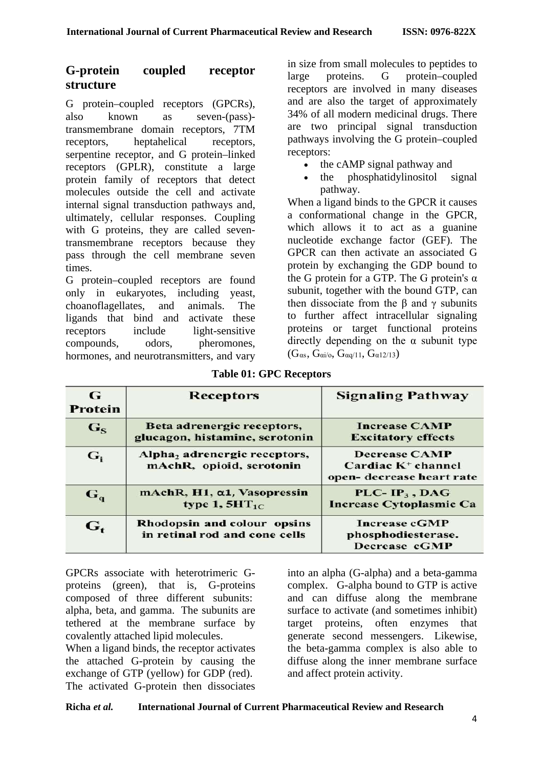## G-protein coupled receptor structure

G protein–coupled receptors (GPCRs), also known as seven-(pass)-transmembrane domain receptors, 7TM receptors, heptahelical receptors, serpentine receptor, and G protein–linked receptors (GPLR), constitute a large protein family of receptors that detect molecules outside the cell and activate internal signal transduction pathways and, ultimately, cellular responses. Coupling with G proteins, they are called seven-transmembrane receptors because they pass through the cell membrane seven times.

G protein–coupled receptors are found only in eukaryotes, including yeast, choanoflagellates, and animals. The ligands that bind and activate these receptors include light-sensitive compounds, odors, pheromones, hormones, and neurotransmitters, and vary in size from small molecules to peptides to large proteins. G protein–coupled receptors are involved in many diseases and are also the target of approximately 34% of all modern medicinal drugs. There are two principal signal transduction pathways involving the G protein–coupled receptors:

- the cAMP signal pathway and
- the phosphatidylinositol signal pathway.

When a ligand binds to the GPCR it causes a conformational change in the GPCR, which allows it to act as a guanine nucleotide exchange factor (GEF). The GPCR can then activate an associated G protein by exchanging the GDP bound to the G protein for a GTP. The G protein's α subunit, together with the bound GTP, can then dissociate from the β and γ subunits to further affect intracellular signaling proteins or target functional proteins directly depending on the α subunit type ($G_{\alpha s}$, $G_{\alpha i/o}$, $G_{\alpha q/11}$, $G_{\alpha 12/13}$)

**Table 01: GPC Receptors**

| G Protein | Receptors | Signaling Pathway |
|---|---|---|
| $G_S$ | Beta adrenergic receptors, glucagon, histamine, serotonin | Increase CAMP Excitatory effects |
| $G_i$ | Alpha$_2$ adrenergic receptors, mAchR, opioid, serotonin | Decrease CAMP Cardiac $K^+$ channel open- decrease heart rate |
| $G_q$ | mAchR, H1, α1, Vasopressin type 1, $5HT_{1C}$ | PLC- $IP_3$ , DAG Increase Cytoplasmic Ca |
| $G_t$ | Rhodopsin and colour opsins in retinal rod and cone cells | Increase cGMP phosphodiesterase. Decrease cGMP |

GPCRs associate with heterotrimeric G-proteins (green), that is, G-proteins composed of three different subunits: alpha, beta, and gamma. The subunits are tethered at the membrane surface by covalently attached lipid molecules.

When a ligand binds, the receptor activates the attached G-protein by causing the exchange of GTP (yellow) for GDP (red). The activated G-protein then dissociates into an alpha (G-alpha) and a beta-gamma complex. G-alpha bound to GTP is active and can diffuse along the membrane surface to activate (and sometimes inhibit) target proteins, often enzymes that generate second messengers. Likewise, the beta-gamma complex is also able to diffuse along the inner membrane surface and affect protein activity.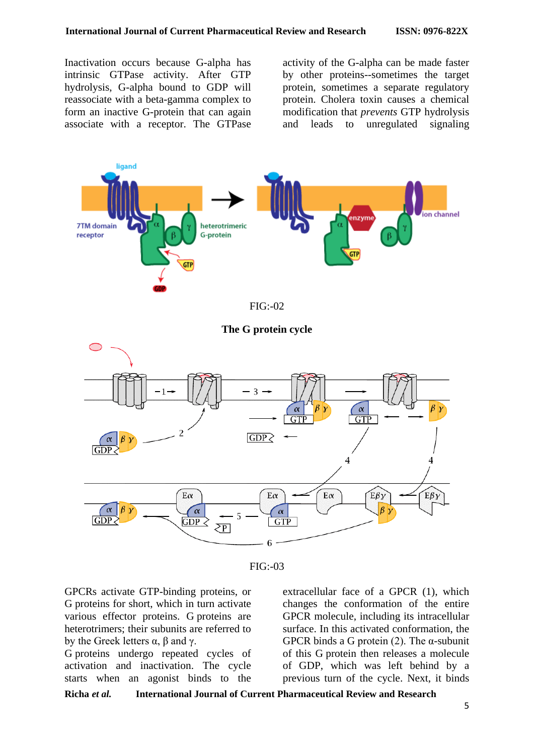Inactivation occurs because G-alpha has intrinsic GTPase activity. After GTP hydrolysis, G-alpha bound to GDP will reassociate with a beta-gamma complex to form an inactive G-protein that can again associate with a receptor. The GTPase activity of the G-alpha can be made faster by other proteins--sometimes the target protein, sometimes a separate regulatory protein. Cholera toxin causes a chemical modification that *prevents* GTP hydrolysis and leads to unregulated signaling

FIG:-02

**The G protein cycle**

FIG:-03

GPCRs activate GTP-binding proteins, or G proteins for short, which in turn activate various effector proteins. G proteins are heterotrimers; their subunits are referred to by the Greek letters α, β and γ.

G proteins undergo repeated cycles of activation and inactivation. The cycle starts when an agonist binds to the extracellular face of a GPCR (1), which changes the conformation of the entire GPCR molecule, including its intracellular surface. In this activated conformation, the GPCR binds a G protein (2). The α-subunit of this G protein then releases a molecule of GDP, which was left behind by a previous turn of the cycle. Next, it binds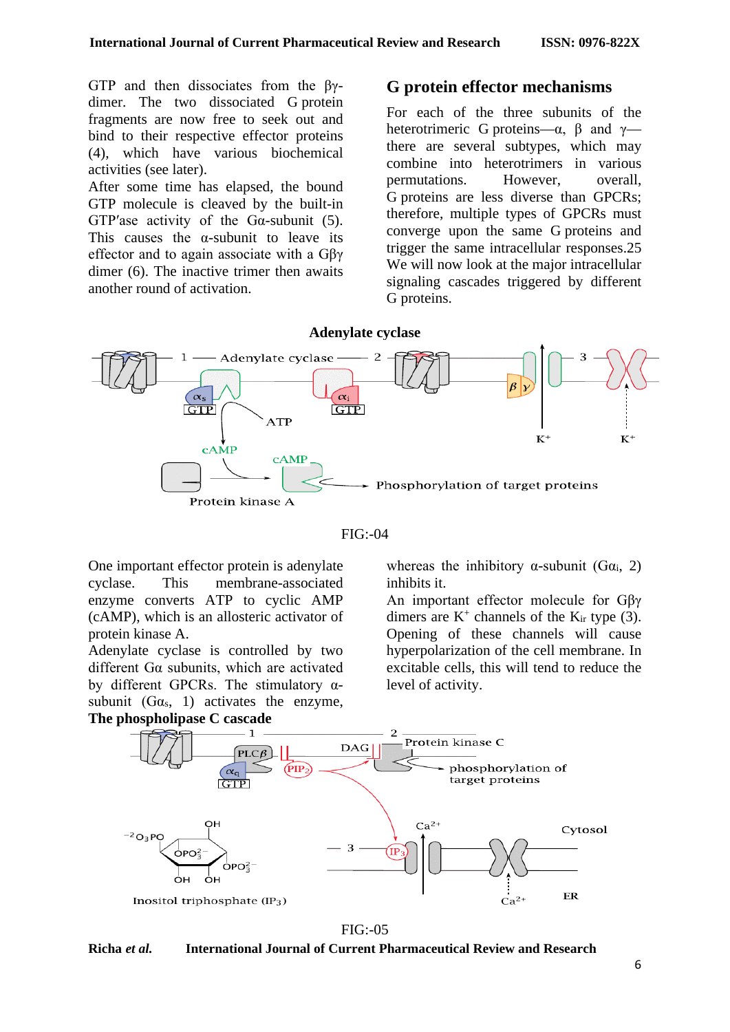GTP and then dissociates from the βγ-dimer. The two dissociated G protein fragments are now free to seek out and bind to their respective effector proteins (4), which have various biochemical activities (see later).

After some time has elapsed, the bound GTP molecule is cleaved by the built-in GTP'ase activity of the Gα-subunit (5). This causes the α-subunit to leave its effector and to again associate with a Gβγ dimer (6). The inactive trimer then awaits another round of activation.

## G protein effector mechanisms

For each of the three subunits of the heterotrimeric G proteins—α, β and γ—there are several subtypes, which may combine into heterotrimers in various permutations. However, overall, G proteins are less diverse than GPCRs; therefore, multiple types of GPCRs must converge upon the same G proteins and trigger the same intracellular responses.25 We will now look at the major intracellular signaling cascades triggered by different G proteins.

### Adenylate cyclase

FIG:-04

One important effector protein is adenylate cyclase. This membrane-associated enzyme converts ATP to cyclic AMP (cAMP), which is an allosteric activator of protein kinase A.

Adenylate cyclase is controlled by two different Gα subunits, which are activated by different GPCRs. The stimulatory α-subunit ($G\alpha_s$, 1) activates the enzyme, whereas the inhibitory α-subunit ($G\alpha_i$, 2) inhibits it.

An important effector molecule for Gβγ dimers are $K^+$ channels of the $K_{ir}$ type (3). Opening of these channels will cause hyperpolarization of the cell membrane. In excitable cells, this will tend to reduce the level of activity.

### The phospholipase C cascade

FIG:-05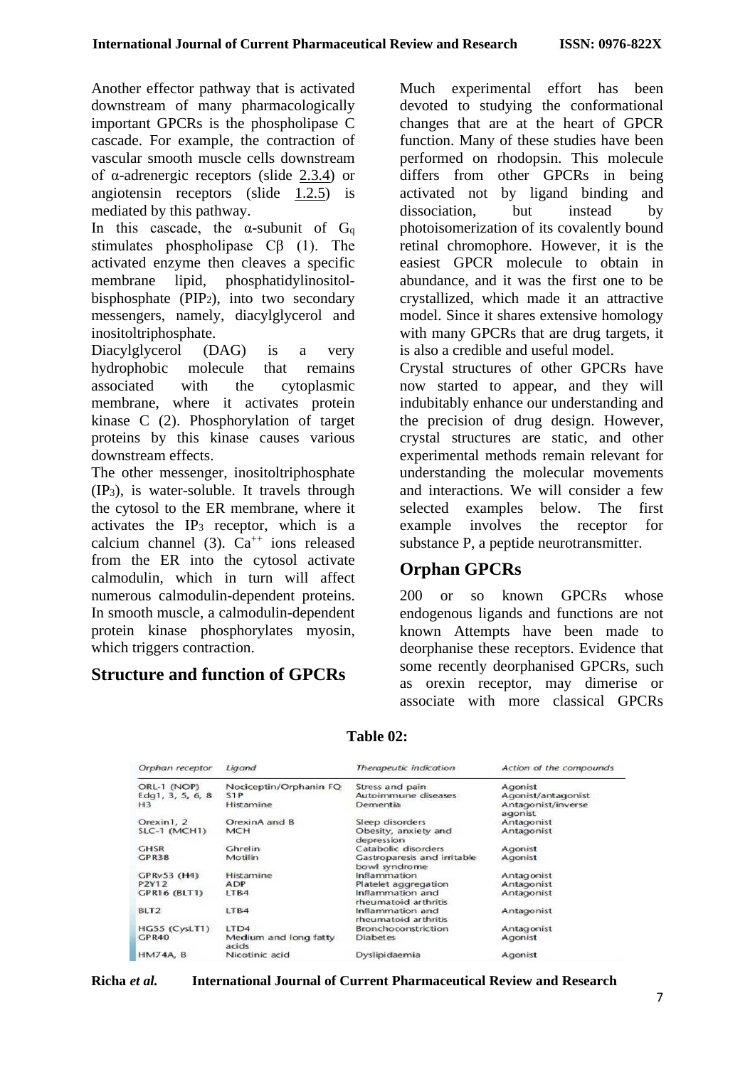Another effector pathway that is activated downstream of many pharmacologically important GPCRs is the phospholipase C cascade. For example, the contraction of vascular smooth muscle cells downstream of α-adrenergic receptors (slide 2.3.4) or angiotensin receptors (slide 1.2.5) is mediated by this pathway.

In this cascade, the α-subunit of $G_q$ stimulates phospholipase Cβ (1). The activated enzyme then cleaves a specific membrane lipid, phosphatidylinositol-bisphosphate ($PIP_2$), into two secondary messengers, namely, diacylglycerol and inositoltriphosphate.

Diacylglycerol (DAG) is a very hydrophobic molecule that remains associated with the cytoplasmic membrane, where it activates protein kinase C (2). Phosphorylation of target proteins by this kinase causes various downstream effects.

The other messenger, inositoltriphosphate ($IP_3$), is water-soluble. It travels through the cytosol to the ER membrane, where it activates the $IP_3$ receptor, which is a calcium channel (3). $Ca^{++}$ ions released from the ER into the cytosol activate calmodulin, which in turn will affect numerous calmodulin-dependent proteins. In smooth muscle, a calmodulin-dependent protein kinase phosphorylates myosin, which triggers contraction.

## Structure and function of GPCRs

Much experimental effort has been devoted to studying the conformational changes that are at the heart of GPCR function. Many of these studies have been performed on rhodopsin. This molecule differs from other GPCRs in being activated not by ligand binding and dissociation, but instead by photoisomerization of its covalently bound retinal chromophore. However, it is the easiest GPCR molecule to obtain in abundance, and it was the first one to be crystallized, which made it an attractive model. Since it shares extensive homology with many GPCRs that are drug targets, it is also a credible and useful model.

Crystal structures of other GPCRs have now started to appear, and they will indubitably enhance our understanding and the precision of drug design. However, crystal structures are static, and other experimental methods remain relevant for understanding the molecular movements and interactions. We will consider a few selected examples below. The first example involves the receptor for substance P, a peptide neurotransmitter.

## Orphan GPCRs

200 or so known GPCRs whose endogenous ligands and functions are not known Attempts have been made to deorphanise these receptors. Evidence that some recently deorphanised GPCRs, such as orexin receptor, may dimerise or associate with more classical GPCRs

**Table 02:**

| Orphan receptor | Ligand | Therapeutic indication | Action of the compounds |
|---|---|---|---|
| ORL-1 (NOP) | Nociceptin/Orphanin FQ | Stress and pain | Agonist |
| Edg1, 3, 5, 6, 8 | S1P | Autoimmune diseases | Agonist/antagonist |
| H3 | Histamine | Dementia | Antagonist/inverse agonist |
| Orexin1, 2 | OrexinA and B | Sleep disorders | Antagonist |
| SLC-1 (MCH1) | MCH | Obesity, anxiety and depression | Antagonist |
| GHSR | Ghrelin | Catabolic disorders | Agonist |
| GPR38 | Motilin | Gastroparesis and irritable bowel syndrome | Agonist |
| GPRv53 (H4) | Histamine | Inflammation | Antagonist |
| P2Y12 | ADP | Platelet aggregation | Antagonist |
| GPR16 (BLT1) | LTB4 | Inflammation and rheumatoid arthritis | Antagonist |
| BLT2 | LTB4 | Inflammation and rheumatoid arthritis | Antagonist |
| HG55 (CysLT1) | LTD4 | Bronchoconstriction | Antagonist |
| GPR40 | Medium and long fatty acids | Diabetes | Agonist |
| HM74A, B | Nicotinic acid | Dyslipidaemia | Agonist |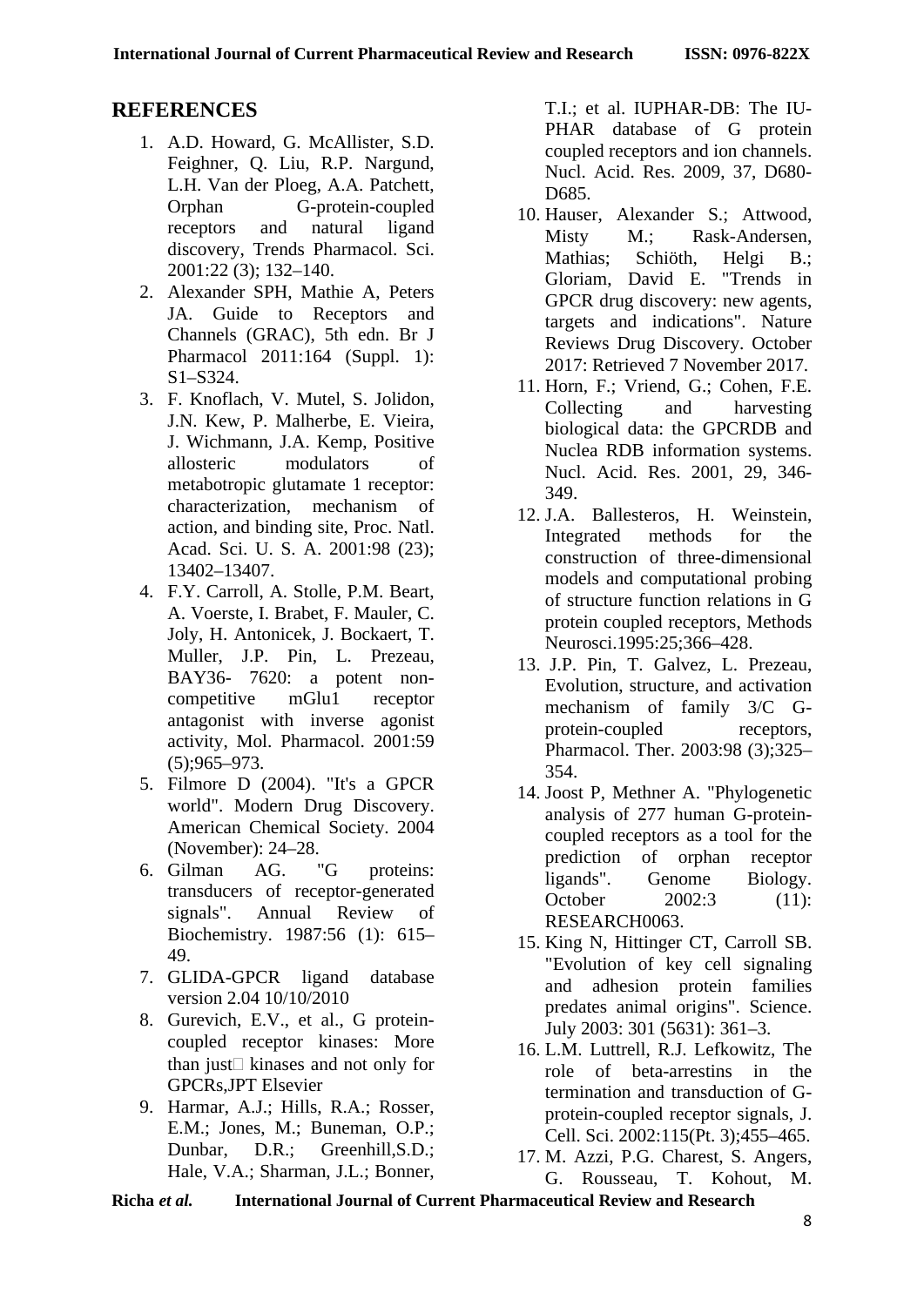## REFERENCES

1. A.D. Howard, G. McAllister, S.D. Feighner, Q. Liu, R.P. Nargund, L.H. Van der Ploeg, A.A. Patchett, Orphan G-protein-coupled receptors and natural ligand discovery, Trends Pharmacol. Sci. 2001:22 (3); 132–140.
2. Alexander SPH, Mathie A, Peters JA. Guide to Receptors and Channels (GRAC), 5th edn. Br J Pharmacol 2011:164 (Suppl. 1): S1–S324.
3. F. Knoflach, V. Mutel, S. Jolidon, J.N. Kew, P. Malherbe, E. Vieira, J. Wichmann, J.A. Kemp, Positive allosteric modulators of metabotropic glutamate 1 receptor: characterization, mechanism of action, and binding site, Proc. Natl. Acad. Sci. U. S. A. 2001:98 (23); 13402–13407.
4. F.Y. Carroll, A. Stolle, P.M. Beart, A. Voerste, I. Brabet, F. Mauler, C. Joly, H. Antonicek, J. Bockaert, T. Muller, J.P. Pin, L. Prezeau, BAY36- 7620: a potent non-competitive mGlu1 receptor antagonist with inverse agonist activity, Mol. Pharmacol. 2001:59 (5);965–973.
5. Filmore D (2004). "It's a GPCR world". Modern Drug Discovery. American Chemical Society. 2004 (November): 24–28.
6. Gilman AG. "G proteins: transducers of receptor-generated signals". Annual Review of Biochemistry. 1987:56 (1): 615–49.
7. GLIDA-GPCR ligand database version 2.04 10/10/2010
8. Gurevich, E.V., et al., G protein-coupled receptor kinases: More than just kinases and not only for GPCRs,JPT Elsevier
9. Harmar, A.J.; Hills, R.A.; Rosser, E.M.; Jones, M.; Buneman, O.P.; Dunbar, D.R.; Greenhill,S.D.; Hale, V.A.; Sharman, J.L.; Bonner, T.I.; et al. IUPHAR-DB: The IUPHAR database of G protein coupled receptors and ion channels. Nucl. Acid. Res. 2009, 37, D680-D685.
10. Hauser, Alexander S.; Attwood, Misty M.; Rask-Andersen, Mathias; Schiöth, Helgi B.; Gloriam, David E. "Trends in GPCR drug discovery: new agents, targets and indications". Nature Reviews Drug Discovery. October 2017: Retrieved 7 November 2017.
11. Horn, F.; Vriend, G.; Cohen, F.E. Collecting and harvesting biological data: the GPCRDB and Nuclea RDB information systems. Nucl. Acid. Res. 2001, 29, 346-349.
12. J.A. Ballesteros, H. Weinstein, Integrated methods for the construction of three-dimensional models and computational probing of structure function relations in G protein coupled receptors, Methods Neurosci.1995:25;366–428.
13. J.P. Pin, T. Galvez, L. Prezeau, Evolution, structure, and activation mechanism of family 3/C G-protein-coupled receptors, Pharmacol. Ther. 2003:98 (3);325–354.
14. Joost P, Methner A. "Phylogenetic analysis of 277 human G-protein-coupled receptors as a tool for the prediction of orphan receptor ligands". Genome Biology. October 2002:3 (11): RESEARCH0063.
15. King N, Hittinger CT, Carroll SB. "Evolution of key cell signaling and adhesion protein families predates animal origins". Science. July 2003: 301 (5631): 361–3.
16. L.M. Luttrell, R.J. Lefkowitz, The role of beta-arrestins in the termination and transduction of G-protein-coupled receptor signals, J. Cell. Sci. 2002:115(Pt. 3);455–465.
17. M. Azzi, P.G. Charest, S. Angers, G. Rousseau, T. Kohout, M.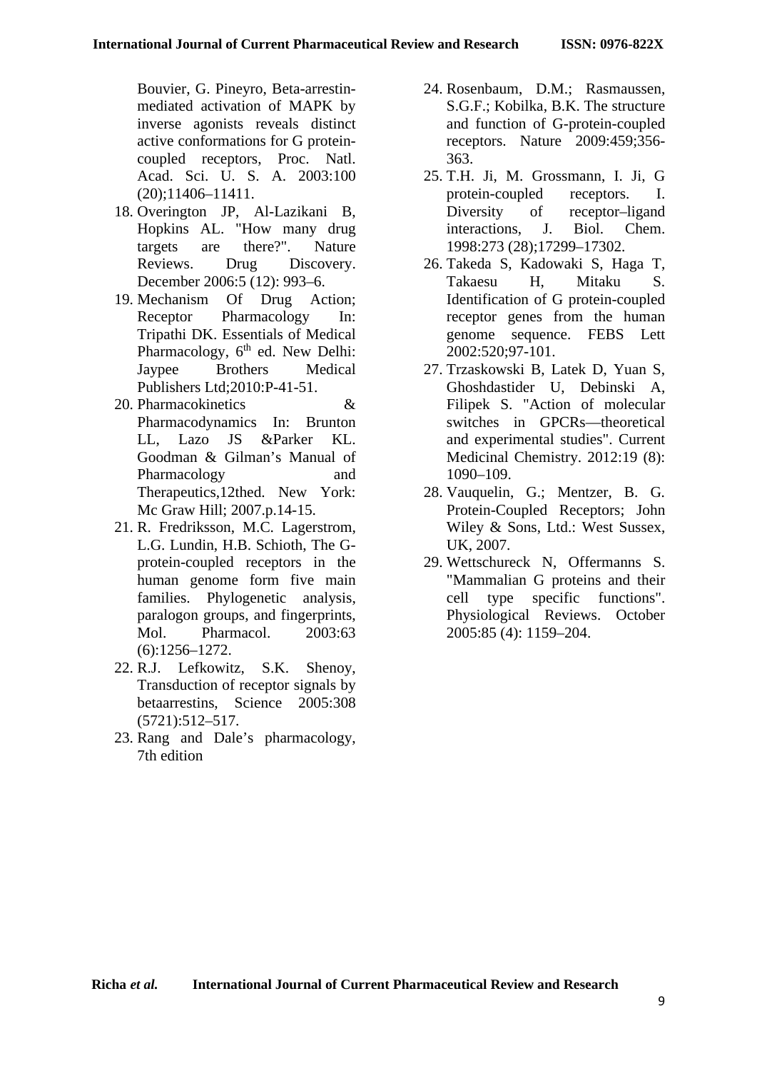Bouvier, G. Pineyro, Beta-arrestin-mediated activation of MAPK by inverse agonists reveals distinct active conformations for G protein-coupled receptors, Proc. Natl. Acad. Sci. U. S. A. 2003:100 (20);11406–11411.

18. Overington JP, Al-Lazikani B, Hopkins AL. "How many drug targets are there?". Nature Reviews. Drug Discovery. December 2006:5 (12): 993–6.
19. Mechanism Of Drug Action; Receptor Pharmacology In: Tripathi DK. Essentials of Medical Pharmacology, 6th ed. New Delhi: Jaypee Brothers Medical Publishers Ltd;2010:P-41-51.
20. Pharmacokinetics & Pharmacodynamics In: Brunton LL, Lazo JS &Parker KL. Goodman & Gilman's Manual of Pharmacology and Therapeutics,12thed. New York: Mc Graw Hill; 2007.p.14-15.
21. R. Fredriksson, M.C. Lagerstrom, L.G. Lundin, H.B. Schioth, The G-protein-coupled receptors in the human genome form five main families. Phylogenetic analysis, paralogon groups, and fingerprints, Mol. Pharmacol. 2003:63 (6):1256–1272.
22. R.J. Lefkowitz, S.K. Shenoy, Transduction of receptor signals by betaarrestins, Science 2005:308 (5721):512–517.
23. Rang and Dale's pharmacology, 7th edition
24. Rosenbaum, D.M.; Rasmaussen, S.G.F.; Kobilka, B.K. The structure and function of G-protein-coupled receptors. Nature 2009:459;356-363.
25. T.H. Ji, M. Grossmann, I. Ji, G protein-coupled receptors. I. Diversity of receptor–ligand interactions, J. Biol. Chem. 1998:273 (28);17299–17302.
26. Takeda S, Kadowaki S, Haga T, Takaesu H, Mitaku S. Identification of G protein-coupled receptor genes from the human genome sequence. FEBS Lett 2002:520;97-101.
27. Trzaskowski B, Latek D, Yuan S, Ghoshdastider U, Debinski A, Filipek S. "Action of molecular switches in GPCRs—theoretical and experimental studies". Current Medicinal Chemistry. 2012:19 (8): 1090–109.
28. Vauquelin, G.; Mentzer, B. G. Protein-Coupled Receptors; John Wiley & Sons, Ltd.: West Sussex, UK, 2007.
29. Wettschureck N, Offermanns S. "Mammalian G proteins and their cell type specific functions". Physiological Reviews. October 2005:85 (4): 1159–204.